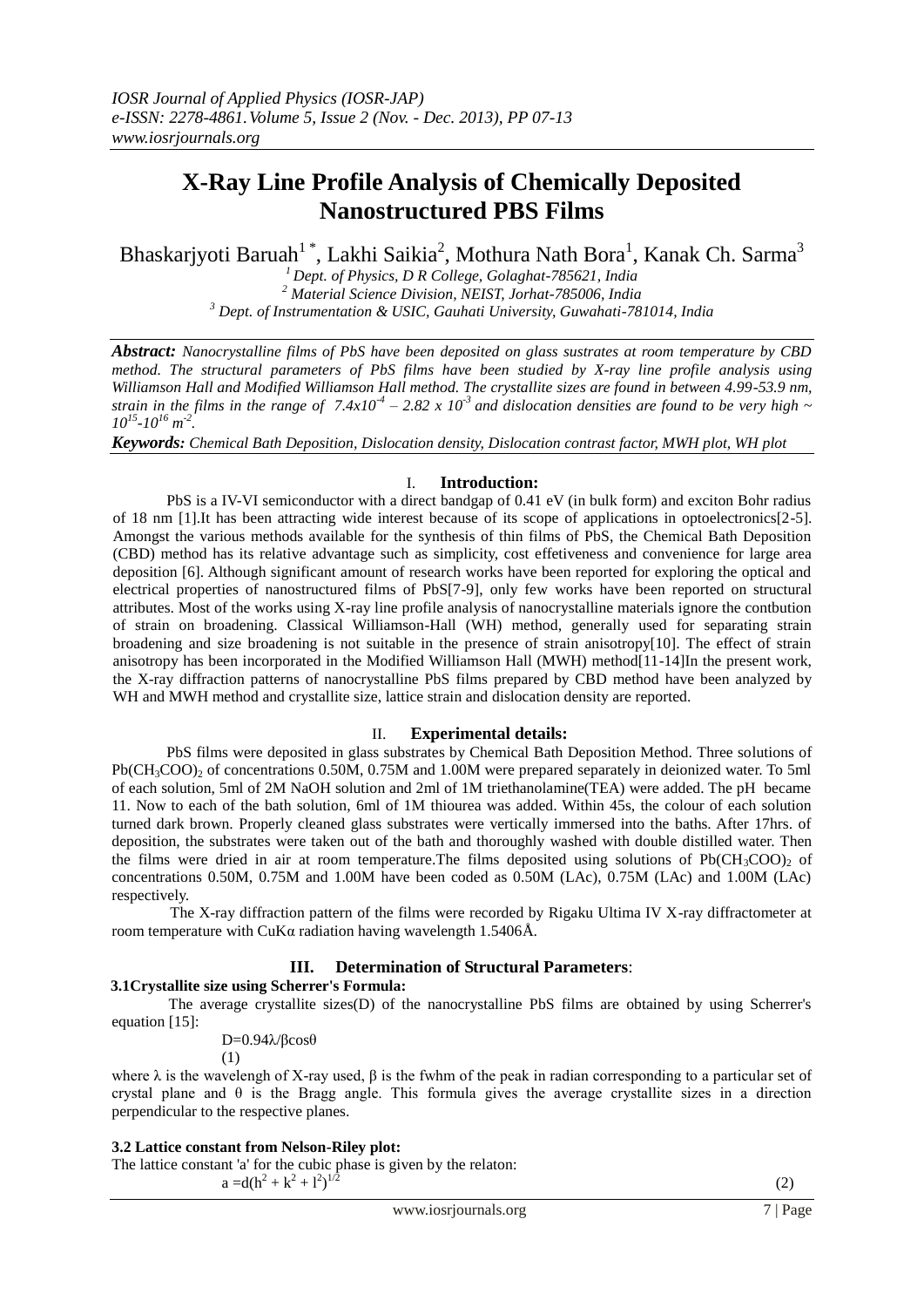# X-Ray Line Profile Analysis of Chemically Deposited Nanostructured PBS Films

Bhaskarjyoti Baruah[1 *], Lakhi Saikia[2], Mothura Nath Bora[1], Kanak Ch. Sarma[3]

[1] *Dept. of Physics, D R College, Golaghat-785621, India*
[2] *Material Science Division, NEIST, Jorhat-785006, India*
[3] *Dept. of Instrumentation & USIC, Gauhati University, Guwahati-781014, India*

***Abstract:*** *Nanocrystalline films of PbS have been deposited on glass sustrates at room temperature by CBD method. The structural parameters of PbS films have been studied by X-ray line profile analysis using Williamson Hall and Modified Williamson Hall method. The crystallite sizes are found in between 4.99-53.9 nm, strain in the films in the range of* $7.4x10^{-4} – 2.82 \times 10^{-3}$ *and dislocation densities are found to be very high ~* $10^{15}$*-*$10^{16}$ $m^{-2}$.

***Keywords:*** *Chemical Bath Deposition, Dislocation density, Dislocation contrast factor, MWH plot, WH plot*

## I. Introduction:

PbS is a IV-VI semiconductor with a direct bandgap of 0.41 eV (in bulk form) and exciton Bohr radius of 18 nm [1].It has been attracting wide interest because of its scope of applications in optoelectronics[2-5]. Amongst the various methods available for the synthesis of thin films of PbS, the Chemical Bath Deposition (CBD) method has its relative advantage such as simplicity, cost effetiveness and convenience for large area deposition [6]. Although significant amount of research works have been reported for exploring the optical and electrical properties of nanostructured films of PbS[7-9], only few works have been reported on structural attributes. Most of the works using X-ray line profile analysis of nanocrystalline materials ignore the contbution of strain on broadening. Classical Williamson-Hall (WH) method, generally used for separating strain broadening and size broadening is not suitable in the presence of strain anisotropy[10]. The effect of strain anisotropy has been incorporated in the Modified Williamson Hall (MWH) method[11-14]In the present work, the X-ray diffraction patterns of nanocrystalline PbS films prepared by CBD method have been analyzed by WH and MWH method and crystallite size, lattice strain and dislocation density are reported.

## II. Experimental details:

PbS films were deposited in glass substrates by Chemical Bath Deposition Method. Three solutions of $Pb(CH_3COO)_2$ of concentrations 0.50M, 0.75M and 1.00M were prepared separately in deionized water. To 5ml of each solution, 5ml of 2M NaOH solution and 2ml of 1M triethanolamine(TEA) were added. The pH became 11. Now to each of the bath solution, 6ml of 1M thiourea was added. Within 45s, the colour of each solution turned dark brown. Properly cleaned glass substrates were vertically immersed into the baths. After 17hrs. of deposition, the substrates were taken out of the bath and thoroughly washed with double distilled water. Then the films were dried in air at room temperature.The films deposited using solutions of $Pb(CH_3COO)_2$ of concentrations 0.50M, 0.75M and 1.00M have been coded as 0.50M (LAc), 0.75M (LAc) and 1.00M (LAc) respectively.

The X-ray diffraction pattern of the films were recorded by Rigaku Ultima IV X-ray diffractometer at room temperature with CuKα radiation having wavelength 1.5406Å.

## III. Determination of Structural Parameters:

### 3.1 Crystallite size using Scherrer's Formula:

The average crystallite sizes(D) of the nanocrystalline PbS films are obtained by using Scherrer's equation [15]:

$$D=0.94\lambda/\beta\cos\theta \quad (1)$$

where λ is the wavelengh of X-ray used, β is the fwhm of the peak in radian corresponding to a particular set of crystal plane and θ is the Bragg angle. This formula gives the average crystallite sizes in a direction perpendicular to the respective planes.

### 3.2 Lattice constant from Nelson-Riley plot:

The lattice constant 'a' for the cubic phase is given by the relaton:

$$a = d(h^2 + k^2 + l^2)^{1/2} \quad (2)$$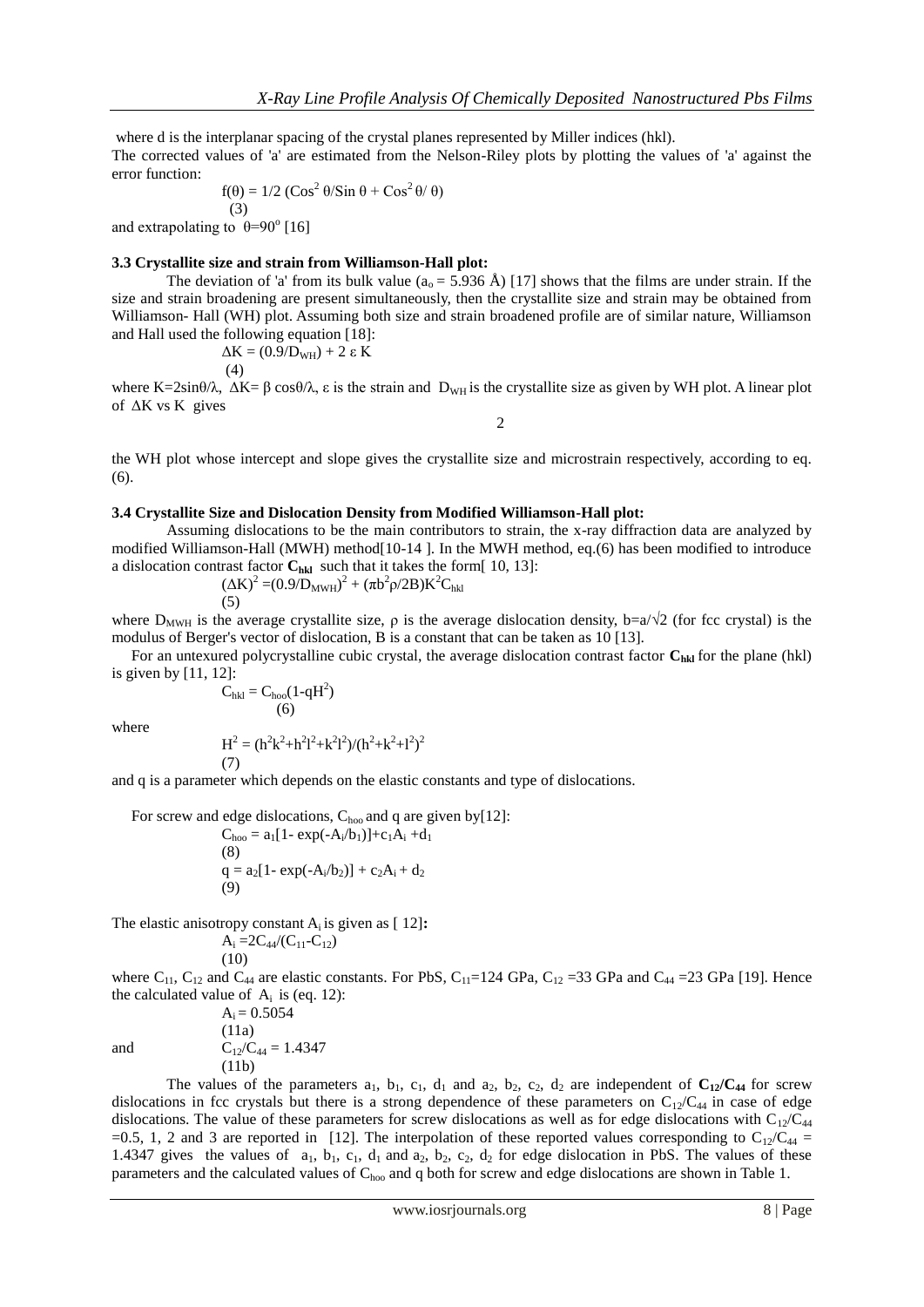where d is the interplanar spacing of the crystal planes represented by Miller indices (hkl).
The corrected values of 'a' are estimated from the Nelson-Riley plots by plotting the values of 'a' against the error function:

$$f(\theta) = 1/2\ (\mathrm{Cos}^2\theta/\mathrm{Sin}\,\theta + \mathrm{Cos}^2\theta/\theta) \quad (3)$$

and extrapolating to $\theta = 90^o$ [16]

### 3.3 Crystallite size and strain from Williamson-Hall plot:

The deviation of 'a' from its bulk value ($a_o = 5.936$ Å) [17] shows that the films are under strain. If the size and strain broadening are present simultaneously, then the crystallite size and strain may be obtained from Williamson- Hall (WH) plot. Assuming both size and strain broadened profile are of similar nature, Williamson and Hall used the following equation [18]:

$$\Delta K = (0.9/D_{WH}) + 2\,\varepsilon\,K \quad (4)$$

where $K = 2\sin\theta/\lambda$, $\Delta K = \beta\cos\theta/\lambda$, $\varepsilon$ is the strain and $D_{WH}$ is the crystallite size as given by WH plot. A linear plot of $\Delta K$ vs K gives

the WH plot whose intercept and slope gives the crystallite size and microstrain respectively, according to eq. (6).

### 3.4 Crystallite Size and Dislocation Density from Modified Williamson-Hall plot:

Assuming dislocations to be the main contributors to strain, the x-ray diffraction data are analyzed by modified Williamson-Hall (MWH) method[10-14 ]. In the MWH method, eq.(6) has been modified to introduce a dislocation contrast factor $\mathbf{C_{hkl}}$ such that it takes the form[ 10, 13]:

$$(\Delta K)^2 = (0.9/D_{MWH})^2 + (\pi b^2\rho/2B)K^2C_{hkl} \quad (5)$$

where $D_{MWH}$ is the average crystallite size, $\rho$ is the average dislocation density, $b = a/\sqrt{2}$ (for fcc crystal) is the modulus of Berger's vector of dislocation, B is a constant that can be taken as 10 [13].

For an untexured polycrystalline cubic crystal, the average dislocation contrast factor $\mathbf{C_{hkl}}$ for the plane (hkl) is given by [11, 12]:

$$C_{hkl} = C_{hoo}(1 - qH^2) \quad (6)$$

where

$$H^2 = (h^2k^2 + h^2l^2 + k^2l^2)/(h^2 + k^2 + l^2)^2 \quad (7)$$

and q is a parameter which depends on the elastic constants and type of dislocations.

For screw and edge dislocations, $C_{hoo}$ and q are given by[12]:

$$C_{hoo} = a_1[1 - \exp(-A_i/b_1)] + c_1A_i + d_1 \quad (8)$$

$$q = a_2[1 - \exp(-A_i/b_2)] + c_2A_i + d_2 \quad (9)$$

The elastic anisotropy constant $A_i$ is given as [ 12]**:**

$$A_i = 2C_{44}/(C_{11} - C_{12}) \quad (10)$$

where $C_{11}$, $C_{12}$ and $C_{44}$ are elastic constants. For PbS, $C_{11} = 124$ GPa, $C_{12} = 33$ GPa and $C_{44} = 23$ GPa [19]. Hence the calculated value of $A_i$ is (eq. 12):

$$A_i = 0.5054 \quad (11a)$$

and

$$C_{12}/C_{44} = 1.4347 \quad (11b)$$

The values of the parameters $a_1$, $b_1$, $c_1$, $d_1$ and $a_2$, $b_2$, $c_2$, $d_2$ are independent of $\mathbf{C_{12}/C_{44}}$ for screw dislocations in fcc crystals but there is a strong dependence of these parameters on $C_{12}/C_{44}$ in case of edge dislocations. The value of these parameters for screw dislocations as well as for edge dislocations with $C_{12}/C_{44}$ =0.5, 1, 2 and 3 are reported in [12]. The interpolation of these reported values corresponding to $C_{12}/C_{44}$ = 1.4347 gives the values of $a_1$, $b_1$, $c_1$, $d_1$ and $a_2$, $b_2$, $c_2$, $d_2$ for edge dislocation in PbS. The values of these parameters and the calculated values of $C_{hoo}$ and q both for screw and edge dislocations are shown in Table 1.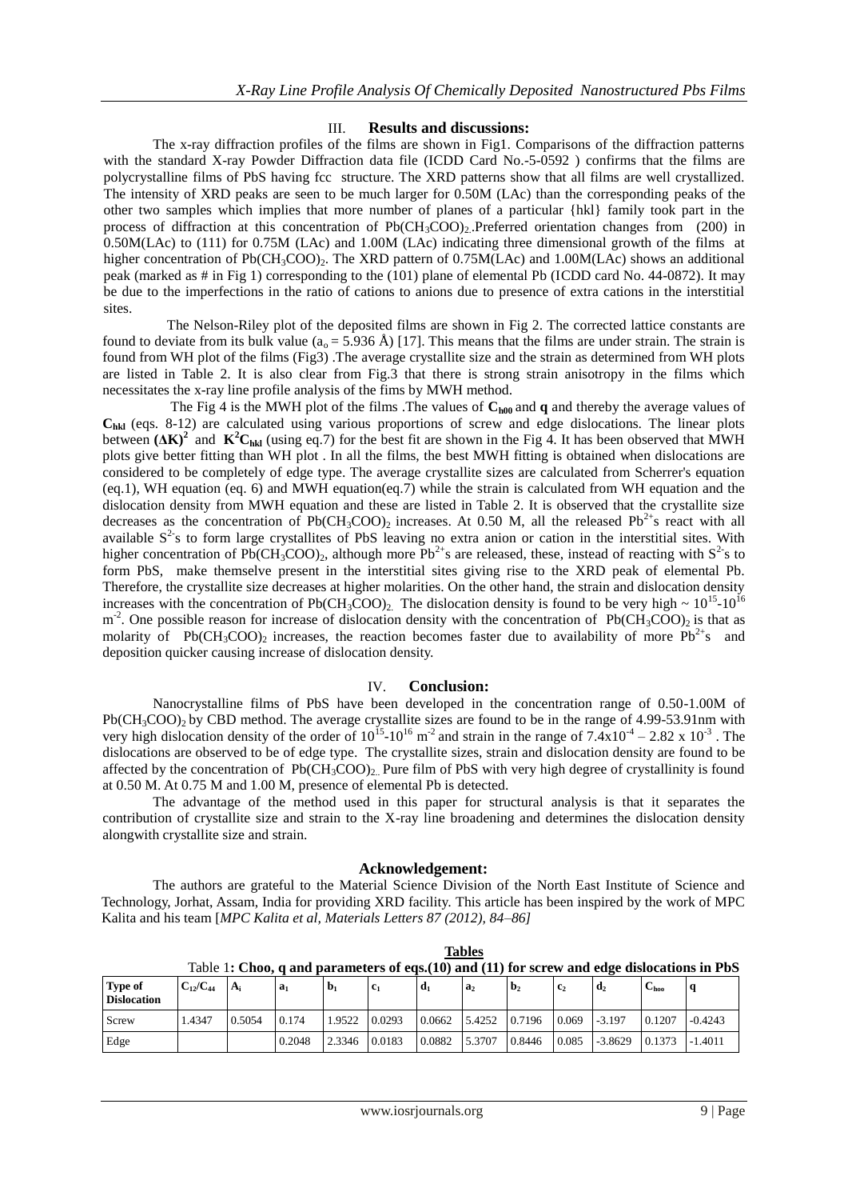## III. Results and discussions:

The x-ray diffraction profiles of the films are shown in Fig1. Comparisons of the diffraction patterns with the standard X-ray Powder Diffraction data file (ICDD Card No.-5-0592 ) confirms that the films are polycrystalline films of PbS having fcc structure. The XRD patterns show that all films are well crystallized. The intensity of XRD peaks are seen to be much larger for 0.50M (LAc) than the corresponding peaks of the other two samples which implies that more number of planes of a particular {hkl} family took part in the process of diffraction at this concentration of $Pb(CH_3COO)_2$. Preferred orientation changes from (200) in 0.50M(LAc) to (111) for 0.75M (LAc) and 1.00M (LAc) indicating three dimensional growth of the films at higher concentration of $Pb(CH_3COO)_2$. The XRD pattern of 0.75M(LAc) and 1.00M(LAc) shows an additional peak (marked as # in Fig 1) corresponding to the (101) plane of elemental Pb (ICDD card No. 44-0872). It may be due to the imperfections in the ratio of cations to anions due to presence of extra cations in the interstitial sites.

The Nelson-Riley plot of the deposited films are shown in Fig 2. The corrected lattice constants are found to deviate from its bulk value ($a_o$ = 5.936 Å) [17]. This means that the films are under strain. The strain is found from WH plot of the films (Fig3) .The average crystallite size and the strain as determined from WH plots are listed in Table 2. It is also clear from Fig.3 that there is strong strain anisotropy in the films which necessitates the x-ray line profile analysis of the fims by MWH method.

The Fig 4 is the MWH plot of the films .The values of $\mathbf{C_{h00}}$ and **q** and thereby the average values of $\mathbf{C_{hkl}}$ (eqs. 8-12) are calculated using various proportions of screw and edge dislocations. The linear plots between $\mathbf{(\Delta K)^2}$ and $\mathbf{K^2C_{hkl}}$ (using eq.7) for the best fit are shown in the Fig 4. It has been observed that MWH plots give better fitting than WH plot . In all the films, the best MWH fitting is obtained when dislocations are considered to be completely of edge type. The average crystallite sizes are calculated from Scherrer's equation (eq.1), WH equation (eq. 6) and MWH equation(eq.7) while the strain is calculated from WH equation and the dislocation density from MWH equation and these are listed in Table 2. It is observed that the crystallite size decreases as the concentration of $Pb(CH_3COO)_2$ increases. At 0.50 M, all the released $Pb^{2+}$s react with all available $S^{2-}$s to form large crystallites of PbS leaving no extra anion or cation in the interstitial sites. With higher concentration of $Pb(CH_3COO)_2$, although more $Pb^{2+}$s are released, these, instead of reacting with $S^{2-}$s to form PbS, make themselve present in the interstitial sites giving rise to the XRD peak of elemental Pb. Therefore, the crystallite size decreases at higher molarities. On the other hand, the strain and dislocation density increases with the concentration of $Pb(CH_3COO)_2$. The dislocation density is found to be very high ~ $10^{15}$-$10^{16}$ $m^{-2}$. One possible reason for increase of dislocation density with the concentration of $Pb(CH_3COO)_2$ is that as molarity of $Pb(CH_3COO)_2$ increases, the reaction becomes faster due to availability of more $Pb^{2+}$s and deposition quicker causing increase of dislocation density.

## IV. Conclusion:

Nanocrystalline films of PbS have been developed in the concentration range of 0.50-1.00M of $Pb(CH_3COO)_2$ by CBD method. The average crystallite sizes are found to be in the range of 4.99-53.91nm with very high dislocation density of the order of $10^{15}$-$10^{16}$ $m^{-2}$ and strain in the range of $7.4\times10^{-4}$ – $2.82 \times 10^{-3}$ . The dislocations are observed to be of edge type. The crystallite sizes, strain and dislocation density are found to be affected by the concentration of $Pb(CH_3COO)_2$. Pure film of PbS with very high degree of crystallinity is found at 0.50 M. At 0.75 M and 1.00 M, presence of elemental Pb is detected.

The advantage of the method used in this paper for structural analysis is that it separates the contribution of crystallite size and strain to the X-ray line broadening and determines the dislocation density alongwith crystallite size and strain.

### Acknowledgement:

The authors are grateful to the Material Science Division of the North East Institute of Science and Technology, Jorhat, Assam, India for providing XRD facility. This article has been inspired by the work of MPC Kalita and his team [*MPC Kalita et al, Materials Letters 87 (2012), 84–86]*

### Tables

Table 1: **Choo, q and parameters of eqs.(10) and (11) for screw and edge dislocations in PbS**

| Type of Dislocation | $C_{12}/C_{44}$ | $A_i$ | $a_1$ | $b_1$ | $c_1$ | $d_1$ | $a_2$ | $b_2$ | $c_2$ | $d_2$ | $C_{hoo}$ | q |
|---|---|---|---|---|---|---|---|---|---|---|---|---|
| Screw | 1.4347 | 0.5054 | 0.174 | 1.9522 | 0.0293 | 0.0662 | 5.4252 | 0.7196 | 0.069 | -3.197 | 0.1207 | -0.4243 |
| Edge | | | 0.2048 | 2.3346 | 0.0183 | 0.0882 | 5.3707 | 0.8446 | 0.085 | -3.8629 | 0.1373 | -1.4011 |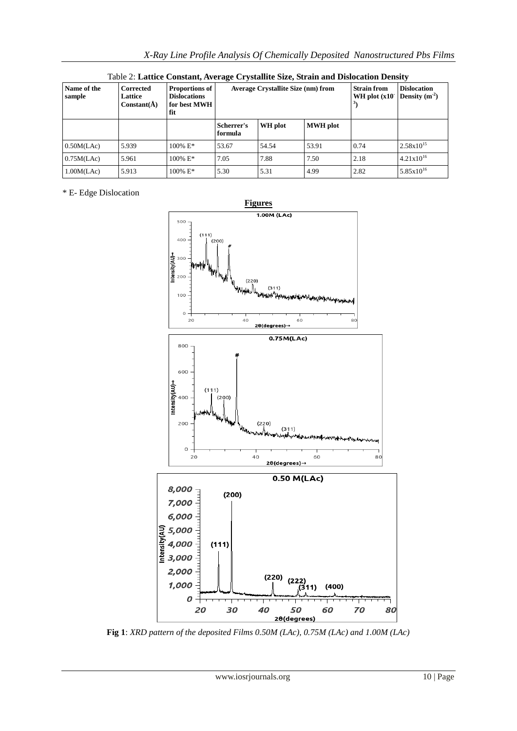Table 2: **Lattice Constant, Average Crystallite Size, Strain and Dislocation Density**

| Name of the sample | Corrected Lattice Constant(Å) | Proportions of Dislocations for best MWH fit | Average Crystallite Size (nm) from | | | Strain from WH plot ($\times 10^{-3}$) | Dislocation Density ($m^{-2}$) |
|---|---|---|---|---|---|---|---|
| | | | Scherrer's formula | WH plot | MWH plot | | |
| 0.50M(LAc) | 5.939 | 100% E* | 53.67 | 54.54 | 53.91 | 0.74 | $2.58 \times 10^{15}$ |
| 0.75M(LAc) | 5.961 | 100% E* | 7.05 | 7.88 | 7.50 | 2.18 | $4.21 \times 10^{16}$ |
| 1.00M(LAc) | 5.913 | 100% E* | 5.30 | 5.31 | 4.99 | 2.82 | $5.85 \times 10^{16}$ |

\* E- Edge Dislocation

**Figures**

**Fig 1**: *XRD pattern of the deposited Films 0.50M (LAc), 0.75M (LAc) and 1.00M (LAc)*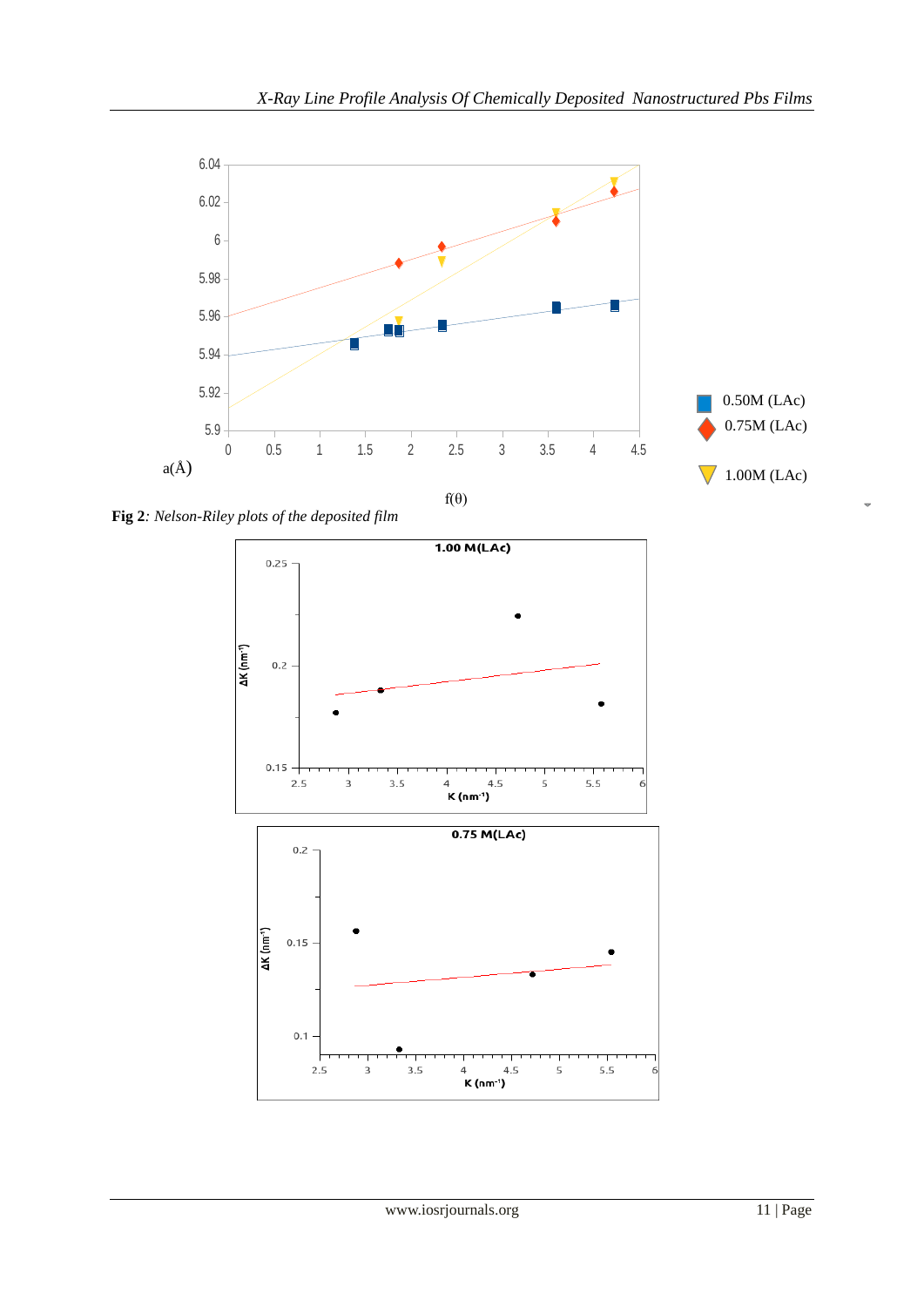**Fig 2***: Nelson-Riley plots of the deposited film*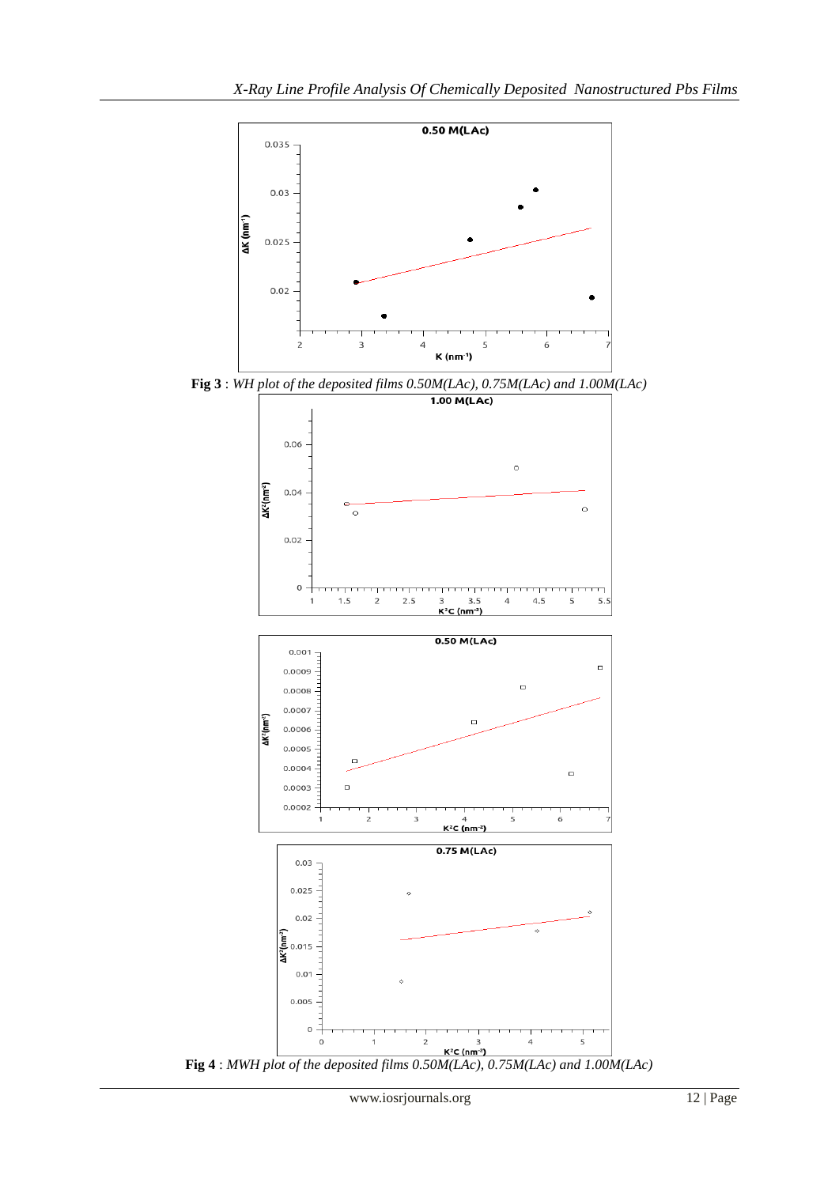**Fig 3** : *WH plot of the deposited films 0.50M(LAc), 0.75M(LAc) and 1.00M(LAc)*

**Fig 4** : *MWH plot of the deposited films 0.50M(LAc), 0.75M(LAc) and 1.00M(LAc)*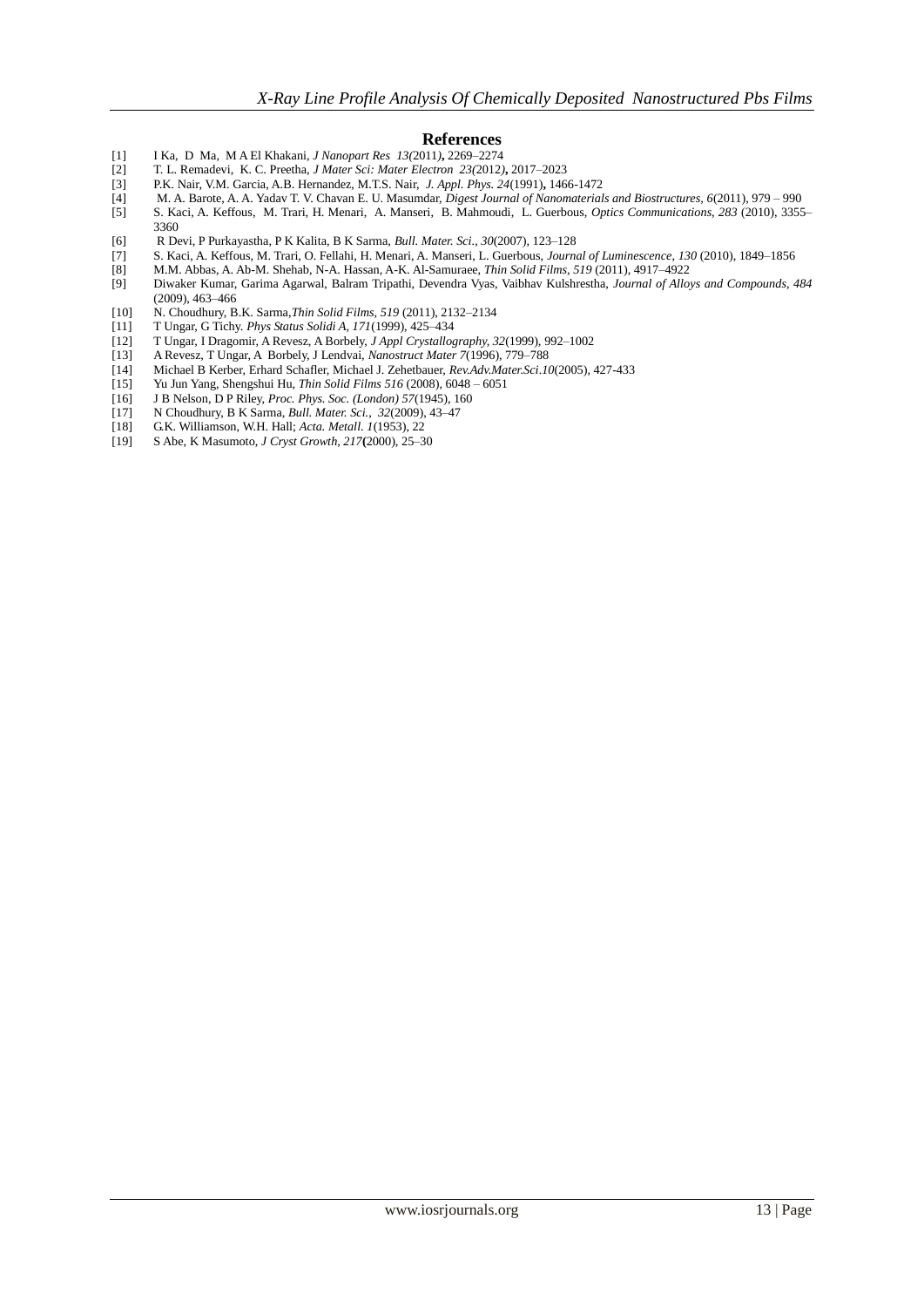## References

[1] I Ka, D Ma, M A El Khakani, *J Nanopart Res 13(*2011*)*, 2269–2274

[2] T. L. Remadevi, K. C. Preetha, *J Mater Sci: Mater Electron 23(*2012*)*, 2017–2023

[3] P.K. Nair, V.M. Garcia, A.B. Hernandez, M.T.S. Nair, *J. Appl. Phys. 24*(1991), 1466-1472

[4] M. A. Barote, A. A. Yadav T. V. Chavan E. U. Masumdar, *Digest Journal of Nanomaterials and Biostructures, 6*(2011), 979 – 990

[5] S. Kaci, A. Keffous, M. Trari, H. Menari, A. Manseri, B. Mahmoudi, L. Guerbous, *Optics Communications, 283* (2010), 3355–3360

[6] R Devi, P Purkayastha, P K Kalita, B K Sarma, *Bull. Mater. Sci., 30*(2007), 123–128

[7] S. Kaci, A. Keffous, M. Trari, O. Fellahi, H. Menari, A. Manseri, L. Guerbous, *Journal of Luminescence, 130* (2010), 1849–1856

[8] M.M. Abbas, A. Ab-M. Shehab, N-A. Hassan, A-K. Al-Samuraee, *Thin Solid Films, 519* (2011), 4917–4922

[9] Diwaker Kumar, Garima Agarwal, Balram Tripathi, Devendra Vyas, Vaibhav Kulshrestha, *Journal of Alloys and Compounds, 484* (2009), 463–466

[10] N. Choudhury, B.K. Sarma,*Thin Solid Films, 519* (2011), 2132–2134

[11] T Ungar, G Tichy. *Phys Status Solidi A, 171*(1999), 425–434

[12] T Ungar, I Dragomir, A Revesz, A Borbely, *J Appl Crystallography, 32*(1999), 992–1002

[13] A Revesz, T Ungar, A Borbely, J Lendvai, *Nanostruct Mater 7*(1996), 779–788

[14] Michael B Kerber, Erhard Schafler, Michael J. Zehetbauer, *Rev.Adv.Mater.Sci.10*(2005), 427-433

[15] Yu Jun Yang, Shengshui Hu, *Thin Solid Films 516* (2008), 6048 – 6051

[16] J B Nelson, D P Riley, *Proc. Phys. Soc. (London) 57*(1945), 160

[17] N Choudhury, B K Sarma, *Bull. Mater. Sci., 32*(2009), 43–47

[18] G.K. Williamson, W.H. Hall; *Acta. Metall. 1*(1953), 22

[19] S Abe, K Masumoto, *J Cryst Growth, 217***(**2000), 25–30